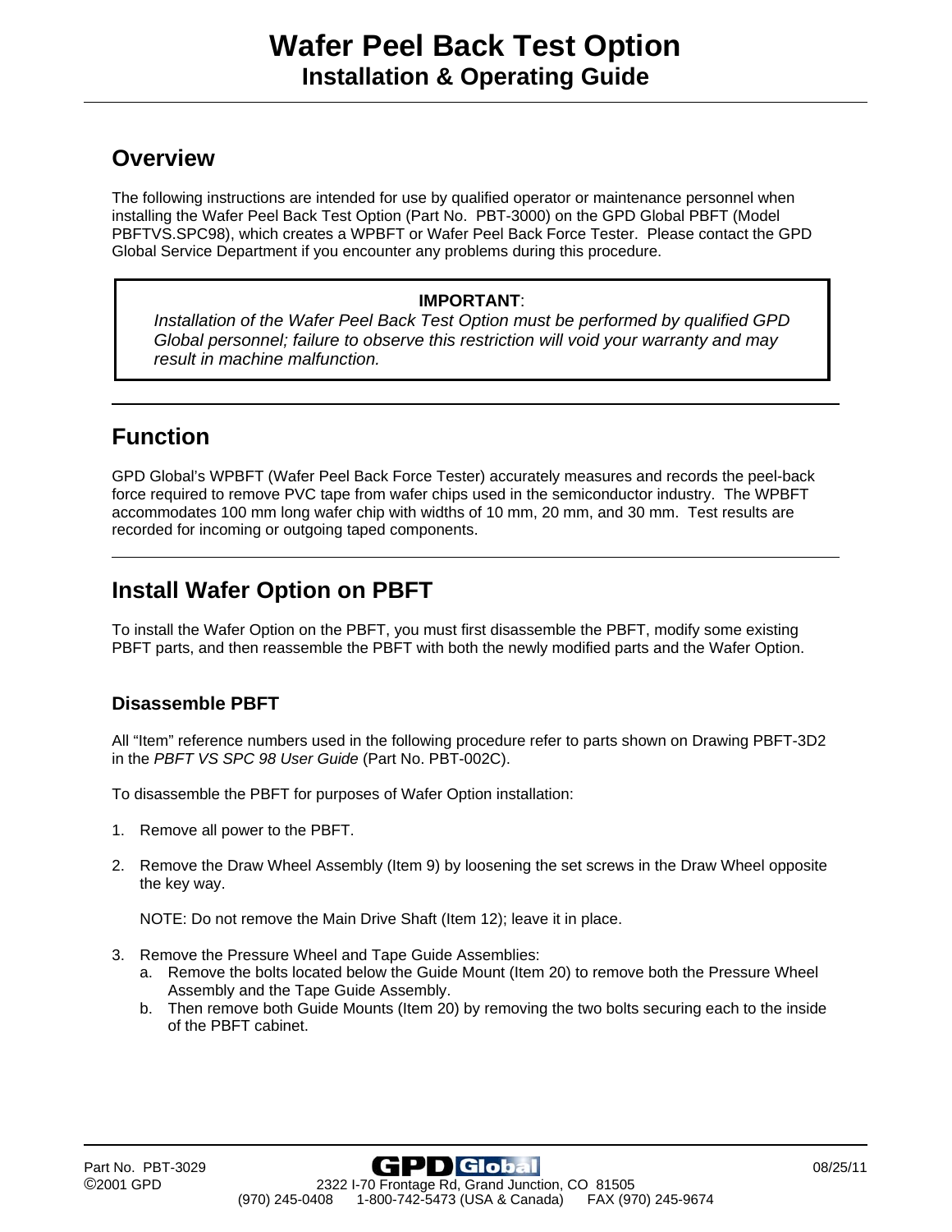# Wafer Peel Back Test Option

## Installation & Operating Guide

## Overview

The following instructions are intended for use by qualified operator or maintenance personnel when installing the Wafer Peel Back Test Option (Part No. PBT-3000) on the GPD Global PBFT (Model PBFTVS.SPC98), which creates a WPBFT or Wafer Peel Back Force Tester. Please contact the GPD Global Service Department if you encounter any problems during this procedure.

> **IMPORTANT**:
> *Installation of the Wafer Peel Back Test Option must be performed by qualified GPD Global personnel; failure to observe this restriction will void your warranty and may result in machine malfunction.*

## Function

GPD Global's WPBFT (Wafer Peel Back Force Tester) accurately measures and records the peel-back force required to remove PVC tape from wafer chips used in the semiconductor industry. The WPBFT accommodates 100 mm long wafer chip with widths of 10 mm, 20 mm, and 30 mm. Test results are recorded for incoming or outgoing taped components.

## Install Wafer Option on PBFT

To install the Wafer Option on the PBFT, you must first disassemble the PBFT, modify some existing PBFT parts, and then reassemble the PBFT with both the newly modified parts and the Wafer Option.

### Disassemble PBFT

All "Item" reference numbers used in the following procedure refer to parts shown on Drawing PBFT-3D2 in the *PBFT VS SPC 98 User Guide* (Part No. PBT-002C).

To disassemble the PBFT for purposes of Wafer Option installation:

1. Remove all power to the PBFT.

2. Remove the Draw Wheel Assembly (Item 9) by loosening the set screws in the Draw Wheel opposite the key way.

   NOTE: Do not remove the Main Drive Shaft (Item 12); leave it in place.

3. Remove the Pressure Wheel and Tape Guide Assemblies:
   a. Remove the bolts located below the Guide Mount (Item 20) to remove both the Pressure Wheel Assembly and the Tape Guide Assembly.
   b. Then remove both Guide Mounts (Item 20) by removing the two bolts securing each to the inside of the PBFT cabinet.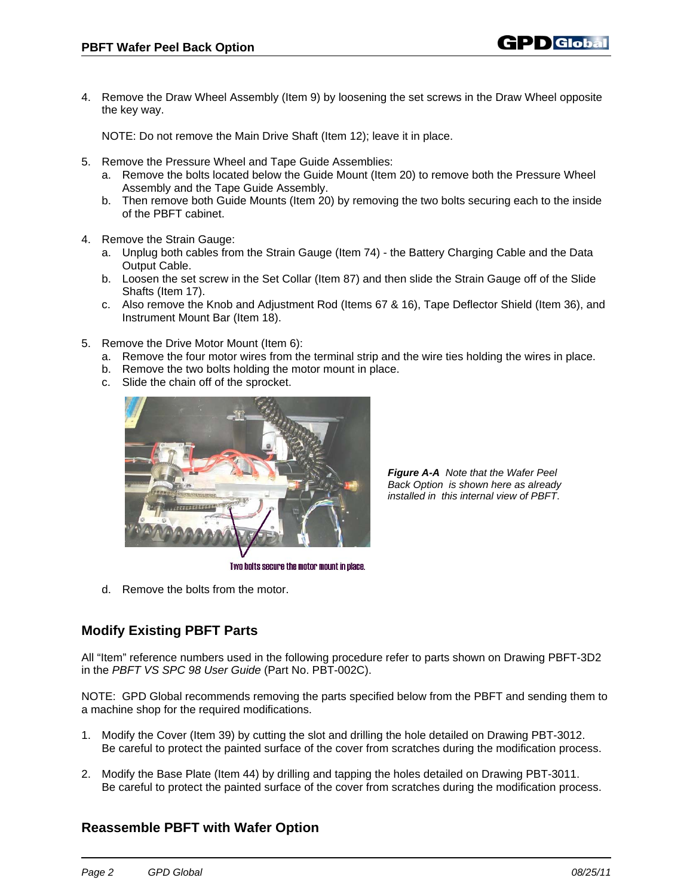4. Remove the Draw Wheel Assembly (Item 9) by loosening the set screws in the Draw Wheel opposite the key way.

   NOTE: Do not remove the Main Drive Shaft (Item 12); leave it in place.

5. Remove the Pressure Wheel and Tape Guide Assemblies:
   a. Remove the bolts located below the Guide Mount (Item 20) to remove both the Pressure Wheel Assembly and the Tape Guide Assembly.
   b. Then remove both Guide Mounts (Item 20) by removing the two bolts securing each to the inside of the PBFT cabinet.

4. Remove the Strain Gauge:
   a. Unplug both cables from the Strain Gauge (Item 74) - the Battery Charging Cable and the Data Output Cable.
   b. Loosen the set screw in the Set Collar (Item 87) and then slide the Strain Gauge off of the Slide Shafts (Item 17).
   c. Also remove the Knob and Adjustment Rod (Items 67 & 16), Tape Deflector Shield (Item 36), and Instrument Mount Bar (Item 18).

5. Remove the Drive Motor Mount (Item 6):
   a. Remove the four motor wires from the terminal strip and the wire ties holding the wires in place.
   b. Remove the two bolts holding the motor mount in place.
   c. Slide the chain off of the sprocket.

Two bolts secure the motor mount in place.

***Figure A-A*** *Note that the Wafer Peel Back Option is shown here as already installed in this internal view of PBFT.*

   d. Remove the bolts from the motor.

## Modify Existing PBFT Parts

All "Item" reference numbers used in the following procedure refer to parts shown on Drawing PBFT-3D2 in the *PBFT VS SPC 98 User Guide* (Part No. PBT-002C).

NOTE: GPD Global recommends removing the parts specified below from the PBFT and sending them to a machine shop for the required modifications.

1. Modify the Cover (Item 39) by cutting the slot and drilling the hole detailed on Drawing PBT-3012. Be careful to protect the painted surface of the cover from scratches during the modification process.

2. Modify the Base Plate (Item 44) by drilling and tapping the holes detailed on Drawing PBT-3011. Be careful to protect the painted surface of the cover from scratches during the modification process.

## Reassemble PBFT with Wafer Option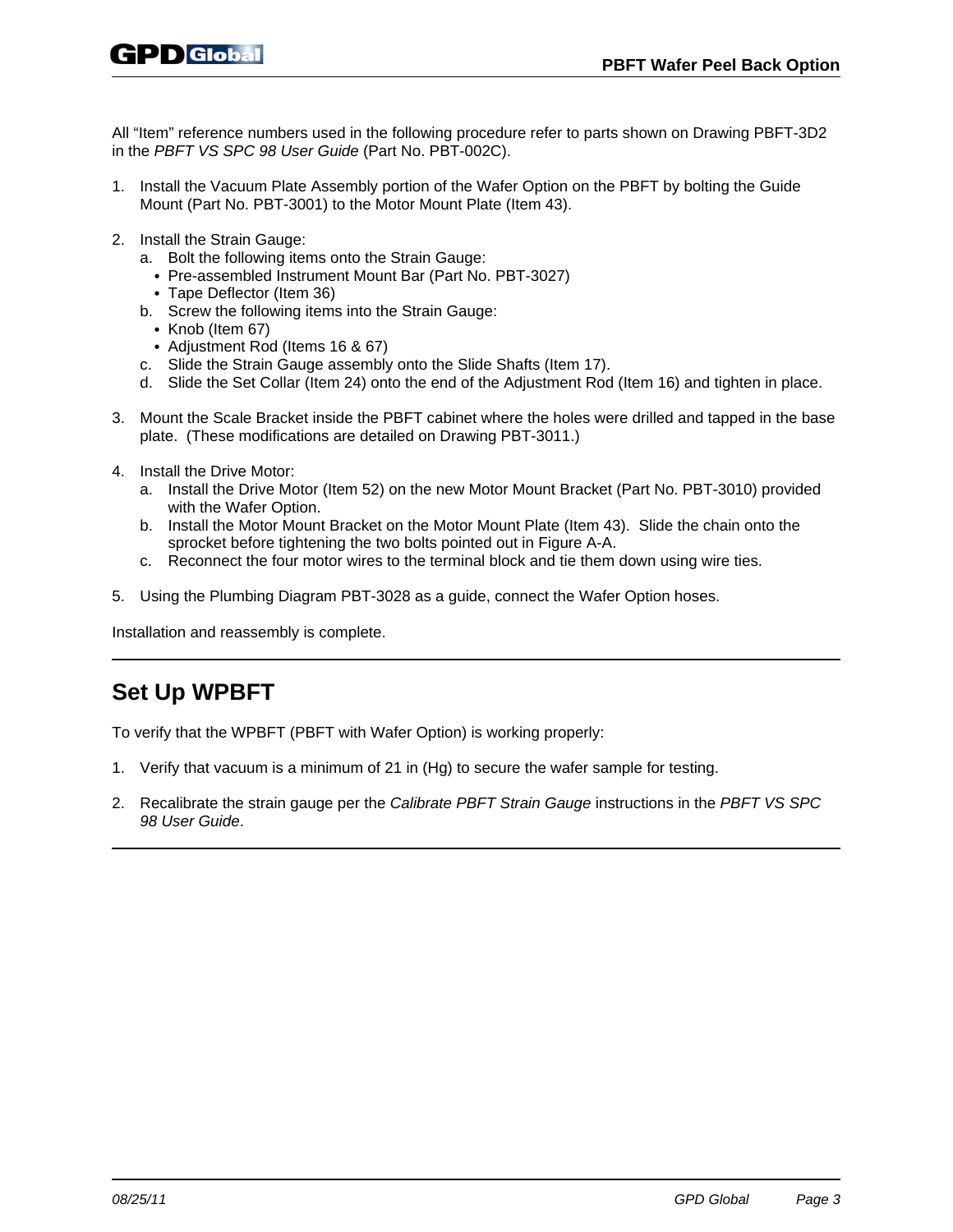All "Item" reference numbers used in the following procedure refer to parts shown on Drawing PBFT-3D2 in the *PBFT VS SPC 98 User Guide* (Part No. PBT-002C).

1. Install the Vacuum Plate Assembly portion of the Wafer Option on the PBFT by bolting the Guide Mount (Part No. PBT-3001) to the Motor Mount Plate (Item 43).

2. Install the Strain Gauge:
   a. Bolt the following items onto the Strain Gauge:
      - Pre-assembled Instrument Mount Bar (Part No. PBT-3027)
      - Tape Deflector (Item 36)
   
   b. Screw the following items into the Strain Gauge:
      - Knob (Item 67)
      - Adjustment Rod (Items 16 & 67)
   
   c. Slide the Strain Gauge assembly onto the Slide Shafts (Item 17).
   
   d. Slide the Set Collar (Item 24) onto the end of the Adjustment Rod (Item 16) and tighten in place.

3. Mount the Scale Bracket inside the PBFT cabinet where the holes were drilled and tapped in the base plate. (These modifications are detailed on Drawing PBT-3011.)

4. Install the Drive Motor:
   a. Install the Drive Motor (Item 52) on the new Motor Mount Bracket (Part No. PBT-3010) provided with the Wafer Option.
   
   b. Install the Motor Mount Bracket on the Motor Mount Plate (Item 43). Slide the chain onto the sprocket before tightening the two bolts pointed out in Figure A-A.
   
   c. Reconnect the four motor wires to the terminal block and tie them down using wire ties.

5. Using the Plumbing Diagram PBT-3028 as a guide, connect the Wafer Option hoses.

Installation and reassembly is complete.

---

## Set Up WPBFT

To verify that the WPBFT (PBFT with Wafer Option) is working properly:

1. Verify that vacuum is a minimum of 21 in (Hg) to secure the wafer sample for testing.

2. Recalibrate the strain gauge per the *Calibrate PBFT Strain Gauge* instructions in the *PBFT VS SPC 98 User Guide*.

---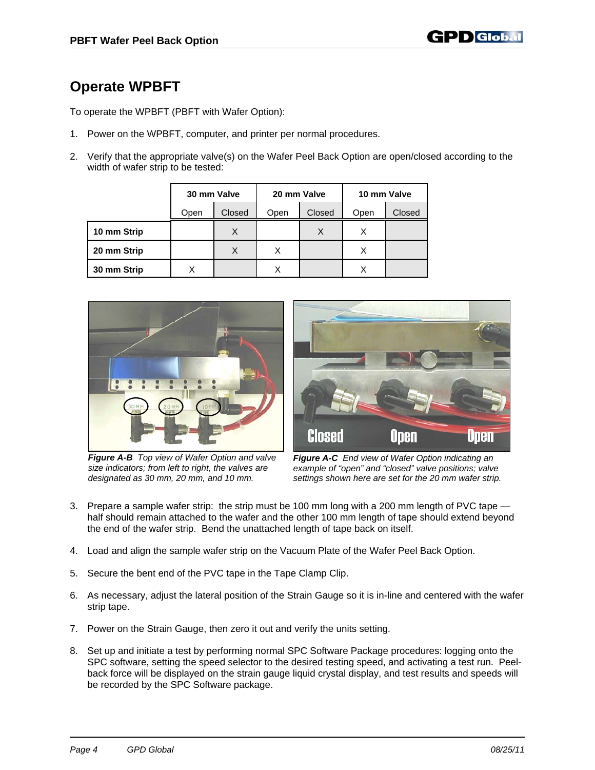## Operate WPBFT

To operate the WPBFT (PBFT with Wafer Option):

1. Power on the WPBFT, computer, and printer per normal procedures.

2. Verify that the appropriate valve(s) on the Wafer Peel Back Option are open/closed according to the width of wafer strip to be tested:

| | 30 mm Valve | | 20 mm Valve | | 10 mm Valve | |
|---|---|---|---|---|---|---|
| | Open | Closed | Open | Closed | Open | Closed |
| **10 mm Strip** | | X | | X | X | |
| **20 mm Strip** | | X | X | | X | |
| **30 mm Strip** | X | | X | | X | |

*Figure A-B* Top view of Wafer Option and valve size indicators; from left to right, the valves are designated as 30 mm, 20 mm, and 10 mm.

*Figure A-C* End view of Wafer Option indicating an example of "open" and "closed" valve positions; valve settings shown here are set for the 20 mm wafer strip.

3. Prepare a sample wafer strip: the strip must be 100 mm long with a 200 mm length of PVC tape — half should remain attached to the wafer and the other 100 mm length of tape should extend beyond the end of the wafer strip. Bend the unattached length of tape back on itself.

4. Load and align the sample wafer strip on the Vacuum Plate of the Wafer Peel Back Option.

5. Secure the bent end of the PVC tape in the Tape Clamp Clip.

6. As necessary, adjust the lateral position of the Strain Gauge so it is in-line and centered with the wafer strip tape.

7. Power on the Strain Gauge, then zero it out and verify the units setting.

8. Set up and initiate a test by performing normal SPC Software Package procedures: logging onto the SPC software, setting the speed selector to the desired testing speed, and activating a test run. Peel-back force will be displayed on the strain gauge liquid crystal display, and test results and speeds will be recorded by the SPC Software package.